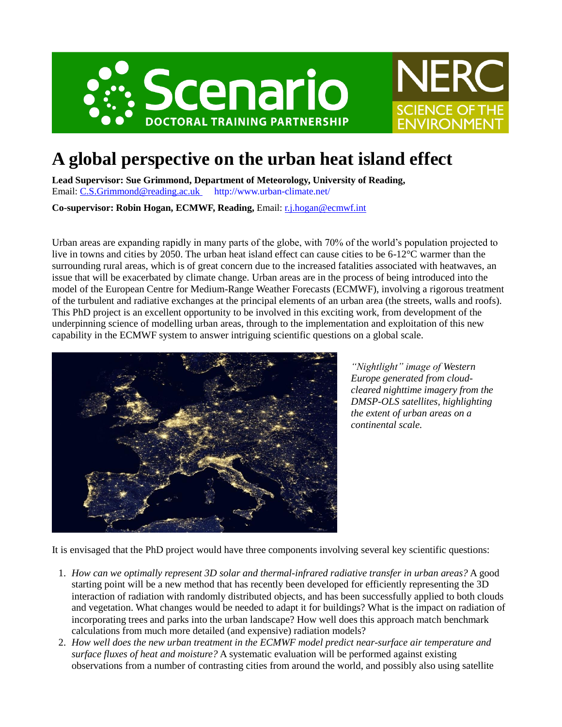# A global perspective on the urban heat island effect

**Lead Supervisor: Sue Grimmond, Department of Meteorology, University of Reading,**
Email: C.S.Grimmond@reading.ac.uk http://www.urban-climate.net/

**Co-supervisor: Robin Hogan, ECMWF, Reading,** Email: r.j.hogan@ecmwf.int

Urban areas are expanding rapidly in many parts of the globe, with 70% of the world's population projected to live in towns and cities by 2050. The urban heat island effect can cause cities to be 6-12°C warmer than the surrounding rural areas, which is of great concern due to the increased fatalities associated with heatwaves, an issue that will be exacerbated by climate change. Urban areas are in the process of being introduced into the model of the European Centre for Medium-Range Weather Forecasts (ECMWF), involving a rigorous treatment of the turbulent and radiative exchanges at the principal elements of an urban area (the streets, walls and roofs). This PhD project is an excellent opportunity to be involved in this exciting work, from development of the underpinning science of modelling urban areas, through to the implementation and exploitation of this new capability in the ECMWF system to answer intriguing scientific questions on a global scale.

*"Nightlight" image of Western Europe generated from cloud-cleared nighttime imagery from the DMSP-OLS satellites, highlighting the extent of urban areas on a continental scale.*

It is envisaged that the PhD project would have three components involving several key scientific questions:

1. *How can we optimally represent 3D solar and thermal-infrared radiative transfer in urban areas?* A good starting point will be a new method that has recently been developed for efficiently representing the 3D interaction of radiation with randomly distributed objects, and has been successfully applied to both clouds and vegetation. What changes would be needed to adapt it for buildings? What is the impact on radiation of incorporating trees and parks into the urban landscape? How well does this approach match benchmark calculations from much more detailed (and expensive) radiation models?
2. *How well does the new urban treatment in the ECMWF model predict near-surface air temperature and surface fluxes of heat and moisture?* A systematic evaluation will be performed against existing observations from a number of contrasting cities from around the world, and possibly also using satellite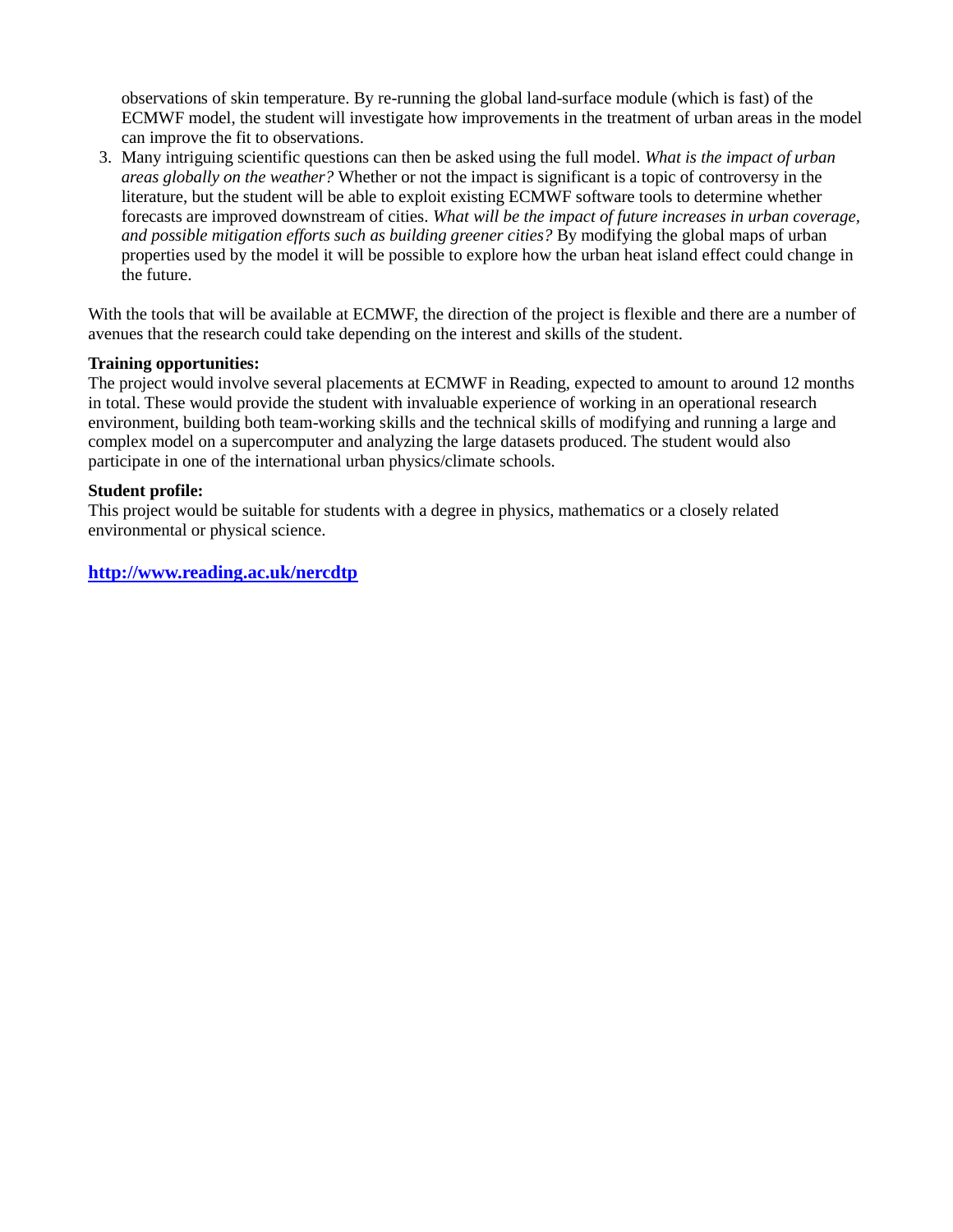observations of skin temperature. By re-running the global land-surface module (which is fast) of the ECMWF model, the student will investigate how improvements in the treatment of urban areas in the model can improve the fit to observations.

3. Many intriguing scientific questions can then be asked using the full model. *What is the impact of urban areas globally on the weather?* Whether or not the impact is significant is a topic of controversy in the literature, but the student will be able to exploit existing ECMWF software tools to determine whether forecasts are improved downstream of cities. *What will be the impact of future increases in urban coverage, and possible mitigation efforts such as building greener cities?* By modifying the global maps of urban properties used by the model it will be possible to explore how the urban heat island effect could change in the future.

With the tools that will be available at ECMWF, the direction of the project is flexible and there are a number of avenues that the research could take depending on the interest and skills of the student.

**Training opportunities:**
The project would involve several placements at ECMWF in Reading, expected to amount to around 12 months in total. These would provide the student with invaluable experience of working in an operational research environment, building both team-working skills and the technical skills of modifying and running a large and complex model on a supercomputer and analyzing the large datasets produced. The student would also participate in one of the international urban physics/climate schools.

**Student profile:**
This project would be suitable for students with a degree in physics, mathematics or a closely related environmental or physical science.

**[http://www.reading.ac.uk/nercdtp](http://www.reading.ac.uk/nercdtp)**